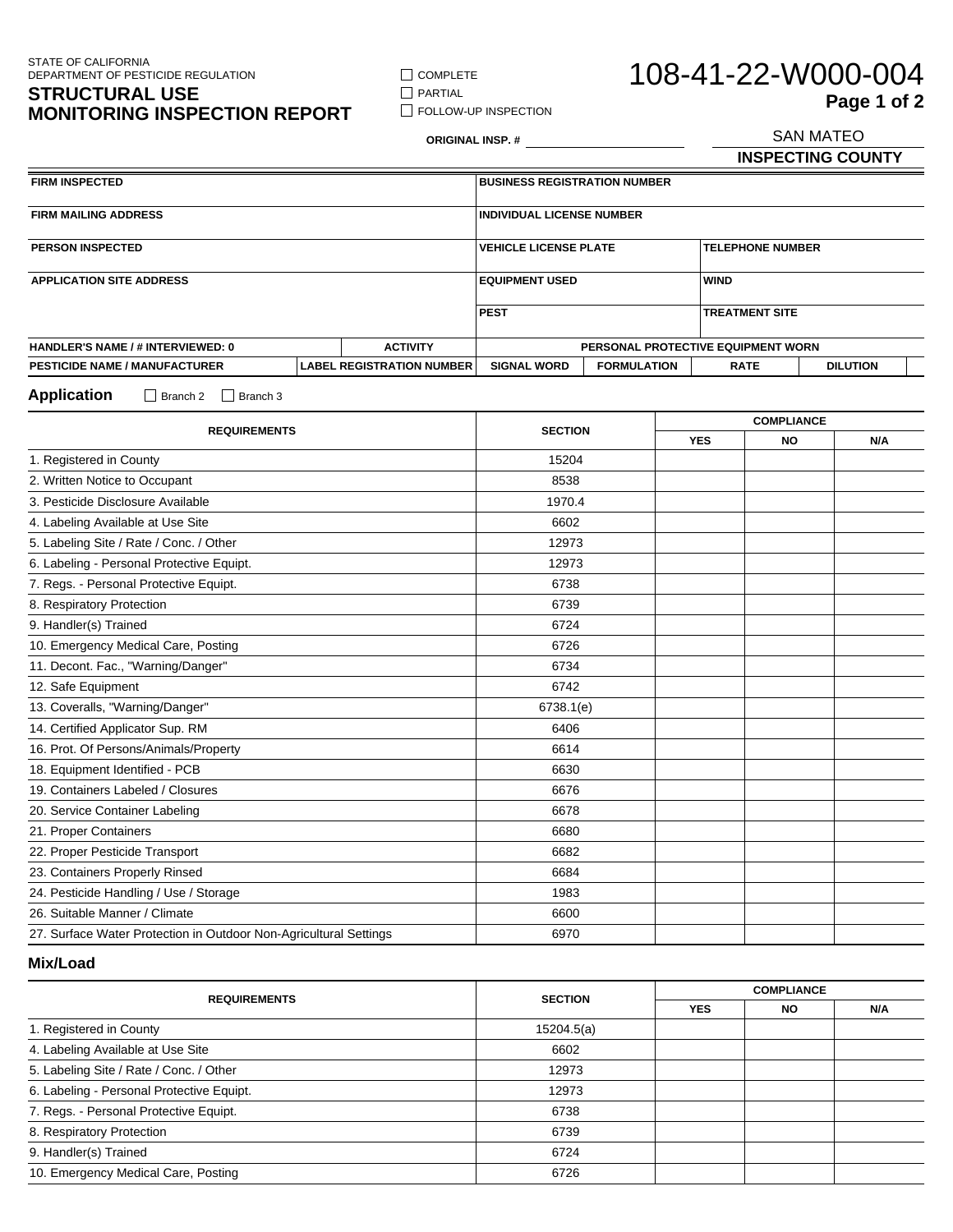STATE OF CALIFORNIA
DEPARTMENT OF PESTICIDE REGULATION

# STRUCTURAL USE MONITORING INSPECTION REPORT

☐ COMPLETE
☐ PARTIAL
☐ FOLLOW-UP INSPECTION

**108-41-22-W000-004**

ORIGINAL INSP. # ____________________

SAN MATEO
**INSPECTING COUNTY**

| FIRM INSPECTED | BUSINESS REGISTRATION NUMBER | |
|---|---|---|
| FIRM MAILING ADDRESS | INDIVIDUAL LICENSE NUMBER | |
| PERSON INSPECTED | VEHICLE LICENSE PLATE | TELEPHONE NUMBER |
| APPLICATION SITE ADDRESS | EQUIPMENT USED | WIND |
| | PEST | TREATMENT SITE |

| HANDLER'S NAME / # INTERVIEWED: 0 | ACTIVITY | PERSONAL PROTECTIVE EQUIPMENT WORN | | | |
|---|---|---|---|---|---|
| PESTICIDE NAME / MANUFACTURER | LABEL REGISTRATION NUMBER | SIGNAL WORD | FORMULATION | RATE | DILUTION |

## Application

☐ Branch 2 ☐ Branch 3

| REQUIREMENTS | SECTION | COMPLIANCE | | |
|---|---|---|---|---|
| | | YES | NO | N/A |
| 1. Registered in County | 15204 | | | |
| 2. Written Notice to Occupant | 8538 | | | |
| 3. Pesticide Disclosure Available | 1970.4 | | | |
| 4. Labeling Available at Use Site | 6602 | | | |
| 5. Labeling Site / Rate / Conc. / Other | 12973 | | | |
| 6. Labeling - Personal Protective Equipt. | 12973 | | | |
| 7. Regs. - Personal Protective Equipt. | 6738 | | | |
| 8. Respiratory Protection | 6739 | | | |
| 9. Handler(s) Trained | 6724 | | | |
| 10. Emergency Medical Care, Posting | 6726 | | | |
| 11. Decont. Fac., "Warning/Danger" | 6734 | | | |
| 12. Safe Equipment | 6742 | | | |
| 13. Coveralls, "Warning/Danger" | 6738.1(e) | | | |
| 14. Certified Applicator Sup. RM | 6406 | | | |
| 16. Prot. Of Persons/Animals/Property | 6614 | | | |
| 18. Equipment Identified - PCB | 6630 | | | |
| 19. Containers Labeled / Closures | 6676 | | | |
| 20. Service Container Labeling | 6678 | | | |
| 21. Proper Containers | 6680 | | | |
| 22. Proper Pesticide Transport | 6682 | | | |
| 23. Containers Properly Rinsed | 6684 | | | |
| 24. Pesticide Handling / Use / Storage | 1983 | | | |
| 26. Suitable Manner / Climate | 6600 | | | |
| 27. Surface Water Protection in Outdoor Non-Agricultural Settings | 6970 | | | |

## Mix/Load

| REQUIREMENTS | SECTION | COMPLIANCE | | |
|---|---|---|---|---|
| | | YES | NO | N/A |
| 1. Registered in County | 15204.5(a) | | | |
| 4. Labeling Available at Use Site | 6602 | | | |
| 5. Labeling Site / Rate / Conc. / Other | 12973 | | | |
| 6. Labeling - Personal Protective Equipt. | 12973 | | | |
| 7. Regs. - Personal Protective Equipt. | 6738 | | | |
| 8. Respiratory Protection | 6739 | | | |
| 9. Handler(s) Trained | 6724 | | | |
| 10. Emergency Medical Care, Posting | 6726 | | | |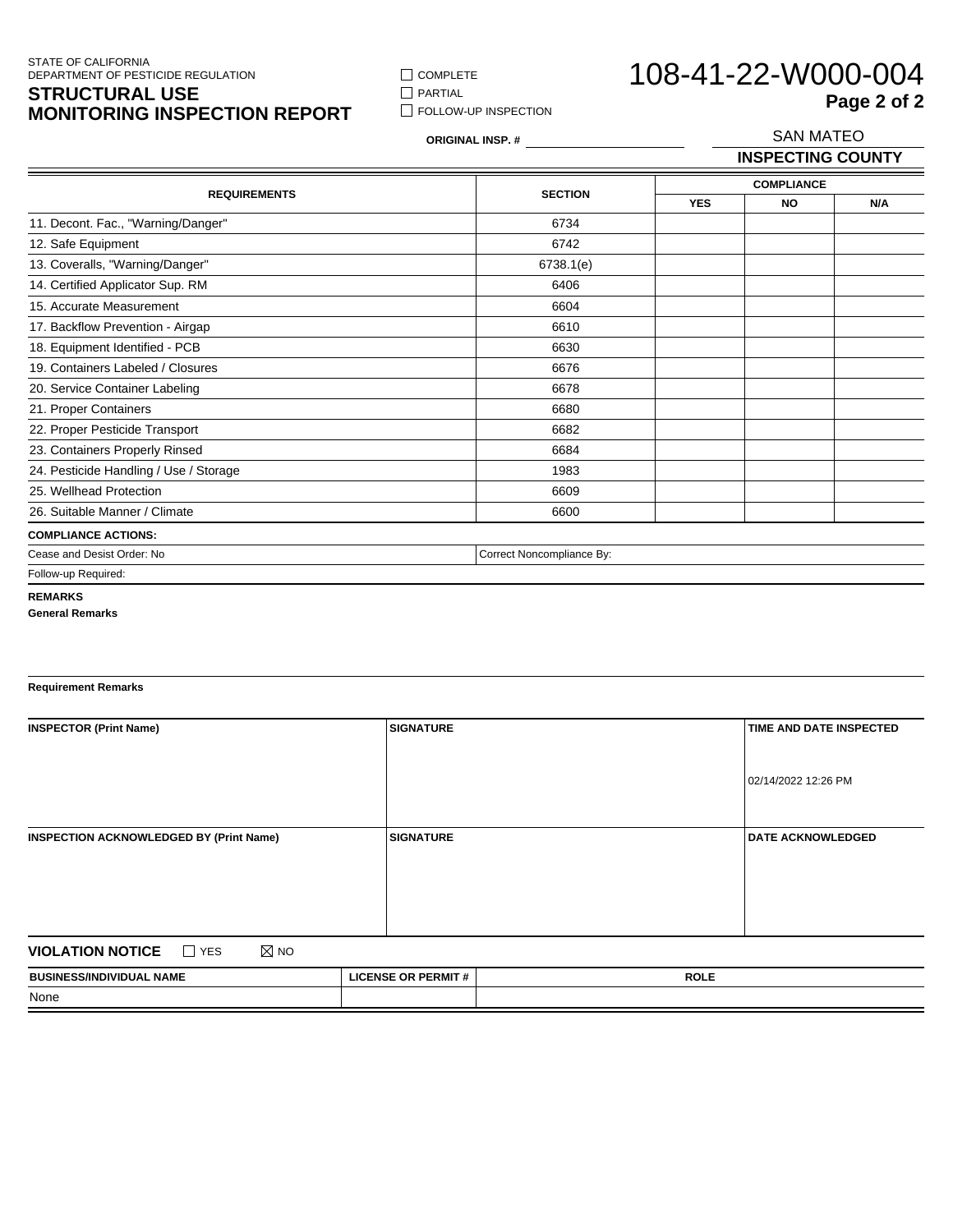STATE OF CALIFORNIA
DEPARTMENT OF PESTICIDE REGULATION

# STRUCTURAL USE MONITORING INSPECTION REPORT

☐ COMPLETE
☐ PARTIAL
☐ FOLLOW-UP INSPECTION

**ORIGINAL INSP. #** 

# 108-41-22-W000-004

SAN MATEO
**INSPECTING COUNTY**

| REQUIREMENTS | SECTION | COMPLIANCE | | |
|---|---|---|---|---|
| | | YES | NO | N/A |
| 11. Decont. Fac., "Warning/Danger" | 6734 | | | |
| 12. Safe Equipment | 6742 | | | |
| 13. Coveralls, "Warning/Danger" | 6738.1(e) | | | |
| 14. Certified Applicator Sup. RM | 6406 | | | |
| 15. Accurate Measurement | 6604 | | | |
| 17. Backflow Prevention - Airgap | 6610 | | | |
| 18. Equipment Identified - PCB | 6630 | | | |
| 19. Containers Labeled / Closures | 6676 | | | |
| 20. Service Container Labeling | 6678 | | | |
| 21. Proper Containers | 6680 | | | |
| 22. Proper Pesticide Transport | 6682 | | | |
| 23. Containers Properly Rinsed | 6684 | | | |
| 24. Pesticide Handling / Use / Storage | 1983 | | | |
| 25. Wellhead Protection | 6609 | | | |
| 26. Suitable Manner / Climate | 6600 | | | |

**COMPLIANCE ACTIONS:**

Cease and Desist Order: No

Correct Noncompliance By:

Follow-up Required:

**REMARKS**

**General Remarks**

**Requirement Remarks**

| INSPECTOR (Print Name) | SIGNATURE | TIME AND DATE INSPECTED |
|---|---|---|
| | | 02/14/2022 12:26 PM |

| INSPECTION ACKNOWLEDGED BY (Print Name) | SIGNATURE | DATE ACKNOWLEDGED |
|---|---|---|
| | | |

**VIOLATION NOTICE** ☐ YES ☒ NO

| BUSINESS/INDIVIDUAL NAME | LICENSE OR PERMIT # | ROLE |
|---|---|---|
| None | | |